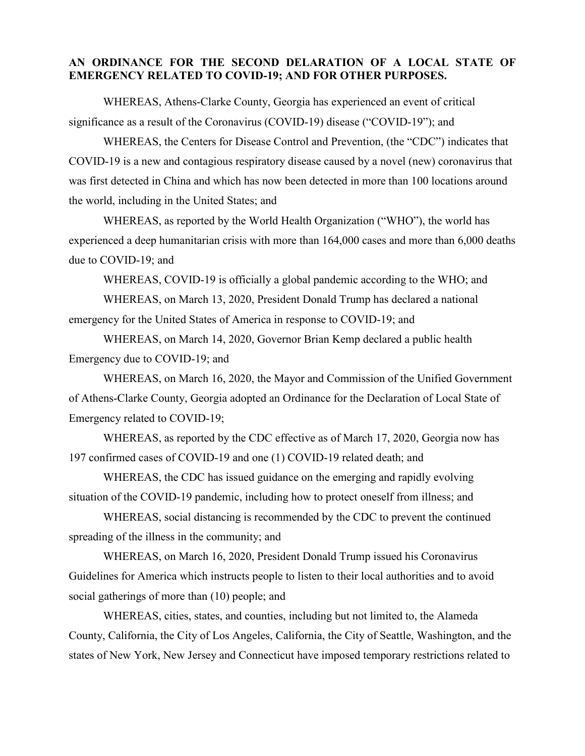**AN ORDINANCE FOR THE SECOND DELARATION OF A LOCAL STATE OF EMERGENCY RELATED TO COVID-19; AND FOR OTHER PURPOSES.**

WHEREAS, Athens-Clarke County, Georgia has experienced an event of critical significance as a result of the Coronavirus (COVID-19) disease ("COVID-19"); and

WHEREAS, the Centers for Disease Control and Prevention, (the "CDC") indicates that COVID-19 is a new and contagious respiratory disease caused by a novel (new) coronavirus that was first detected in China and which has now been detected in more than 100 locations around the world, including in the United States; and

WHEREAS, as reported by the World Health Organization ("WHO"), the world has experienced a deep humanitarian crisis with more than 164,000 cases and more than 6,000 deaths due to COVID-19; and

WHEREAS, COVID-19 is officially a global pandemic according to the WHO; and

WHEREAS, on March 13, 2020, President Donald Trump has declared a national emergency for the United States of America in response to COVID-19; and

WHEREAS, on March 14, 2020, Governor Brian Kemp declared a public health Emergency due to COVID-19; and

WHEREAS, on March 16, 2020, the Mayor and Commission of the Unified Government of Athens-Clarke County, Georgia adopted an Ordinance for the Declaration of Local State of Emergency related to COVID-19;

WHEREAS, as reported by the CDC effective as of March 17, 2020, Georgia now has 197 confirmed cases of COVID-19 and one (1) COVID-19 related death; and

WHEREAS, the CDC has issued guidance on the emerging and rapidly evolving situation of the COVID-19 pandemic, including how to protect oneself from illness; and

WHEREAS, social distancing is recommended by the CDC to prevent the continued spreading of the illness in the community; and

WHEREAS, on March 16, 2020, President Donald Trump issued his Coronavirus Guidelines for America which instructs people to listen to their local authorities and to avoid social gatherings of more than (10) people; and

WHEREAS, cities, states, and counties, including but not limited to, the Alameda County, California, the City of Los Angeles, California, the City of Seattle, Washington, and the states of New York, New Jersey and Connecticut have imposed temporary restrictions related to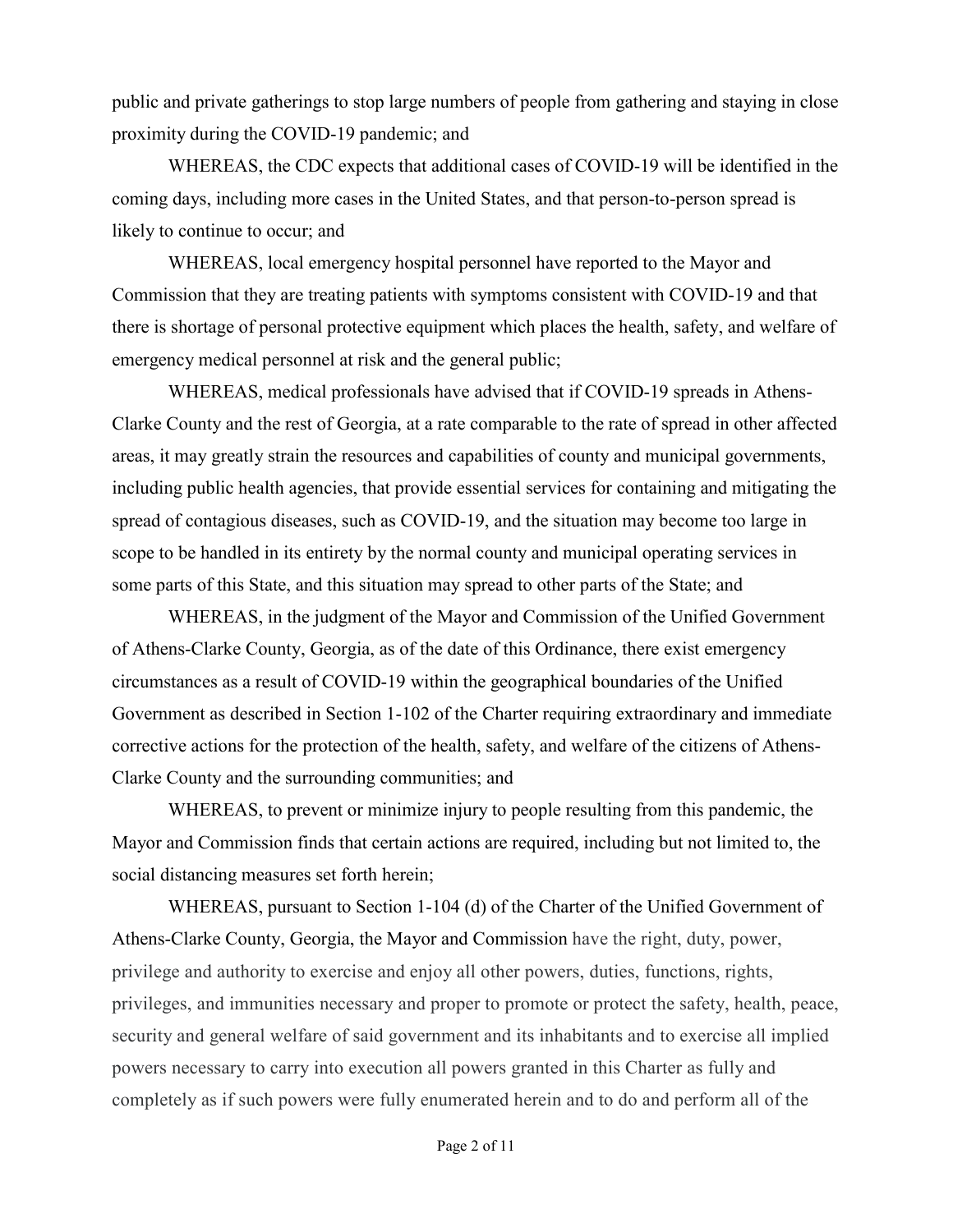public and private gatherings to stop large numbers of people from gathering and staying in close proximity during the COVID-19 pandemic; and

WHEREAS, the CDC expects that additional cases of COVID-19 will be identified in the coming days, including more cases in the United States, and that person-to-person spread is likely to continue to occur; and

WHEREAS, local emergency hospital personnel have reported to the Mayor and Commission that they are treating patients with symptoms consistent with COVID-19 and that there is shortage of personal protective equipment which places the health, safety, and welfare of emergency medical personnel at risk and the general public;

WHEREAS, medical professionals have advised that if COVID-19 spreads in Athens-Clarke County and the rest of Georgia, at a rate comparable to the rate of spread in other affected areas, it may greatly strain the resources and capabilities of county and municipal governments, including public health agencies, that provide essential services for containing and mitigating the spread of contagious diseases, such as COVID-19, and the situation may become too large in scope to be handled in its entirety by the normal county and municipal operating services in some parts of this State, and this situation may spread to other parts of the State; and

WHEREAS, in the judgment of the Mayor and Commission of the Unified Government of Athens-Clarke County, Georgia, as of the date of this Ordinance, there exist emergency circumstances as a result of COVID-19 within the geographical boundaries of the Unified Government as described in Section 1-102 of the Charter requiring extraordinary and immediate corrective actions for the protection of the health, safety, and welfare of the citizens of Athens-Clarke County and the surrounding communities; and

WHEREAS, to prevent or minimize injury to people resulting from this pandemic, the Mayor and Commission finds that certain actions are required, including but not limited to, the social distancing measures set forth herein;

WHEREAS, pursuant to Section 1-104 (d) of the Charter of the Unified Government of Athens-Clarke County, Georgia, the Mayor and Commission have the right, duty, power, privilege and authority to exercise and enjoy all other powers, duties, functions, rights, privileges, and immunities necessary and proper to promote or protect the safety, health, peace, security and general welfare of said government and its inhabitants and to exercise all implied powers necessary to carry into execution all powers granted in this Charter as fully and completely as if such powers were fully enumerated herein and to do and perform all of the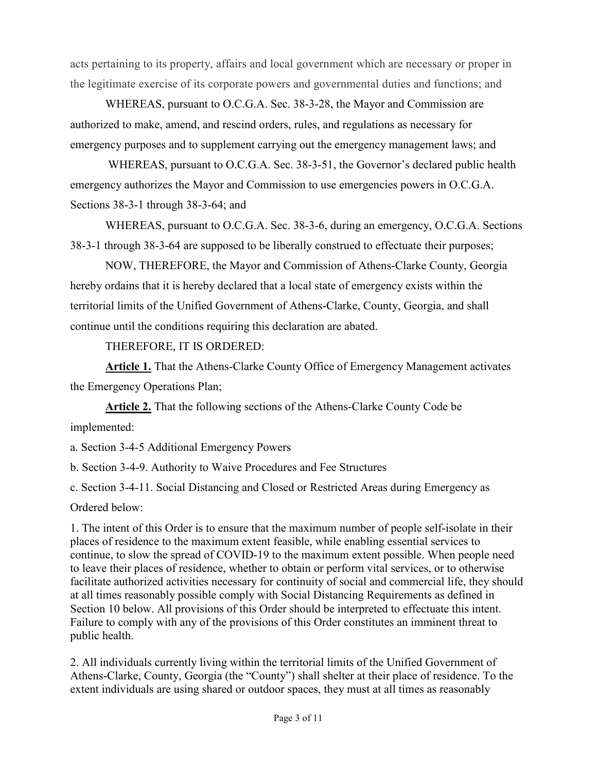acts pertaining to its property, affairs and local government which are necessary or proper in the legitimate exercise of its corporate powers and governmental duties and functions; and

WHEREAS, pursuant to O.C.G.A. Sec. 38-3-28, the Mayor and Commission are authorized to make, amend, and rescind orders, rules, and regulations as necessary for emergency purposes and to supplement carrying out the emergency management laws; and

WHEREAS, pursuant to O.C.G.A. Sec. 38-3-51, the Governor's declared public health emergency authorizes the Mayor and Commission to use emergencies powers in O.C.G.A. Sections 38-3-1 through 38-3-64; and

WHEREAS, pursuant to O.C.G.A. Sec. 38-3-6, during an emergency, O.C.G.A. Sections 38-3-1 through 38-3-64 are supposed to be liberally construed to effectuate their purposes;

NOW, THEREFORE, the Mayor and Commission of Athens-Clarke County, Georgia hereby ordains that it is hereby declared that a local state of emergency exists within the territorial limits of the Unified Government of Athens-Clarke, County, Georgia, and shall continue until the conditions requiring this declaration are abated.

THEREFORE, IT IS ORDERED:

**Article 1.** That the Athens-Clarke County Office of Emergency Management activates the Emergency Operations Plan;

**Article 2.** That the following sections of the Athens-Clarke County Code be implemented:

a. Section 3-4-5 Additional Emergency Powers

b. Section 3-4-9. Authority to Waive Procedures and Fee Structures

c. Section 3-4-11. Social Distancing and Closed or Restricted Areas during Emergency as Ordered below:

1. The intent of this Order is to ensure that the maximum number of people self-isolate in their places of residence to the maximum extent feasible, while enabling essential services to continue, to slow the spread of COVID-19 to the maximum extent possible. When people need to leave their places of residence, whether to obtain or perform vital services, or to otherwise facilitate authorized activities necessary for continuity of social and commercial life, they should at all times reasonably possible comply with Social Distancing Requirements as defined in Section 10 below. All provisions of this Order should be interpreted to effectuate this intent. Failure to comply with any of the provisions of this Order constitutes an imminent threat to public health.

2. All individuals currently living within the territorial limits of the Unified Government of Athens-Clarke, County, Georgia (the "County") shall shelter at their place of residence. To the extent individuals are using shared or outdoor spaces, they must at all times as reasonably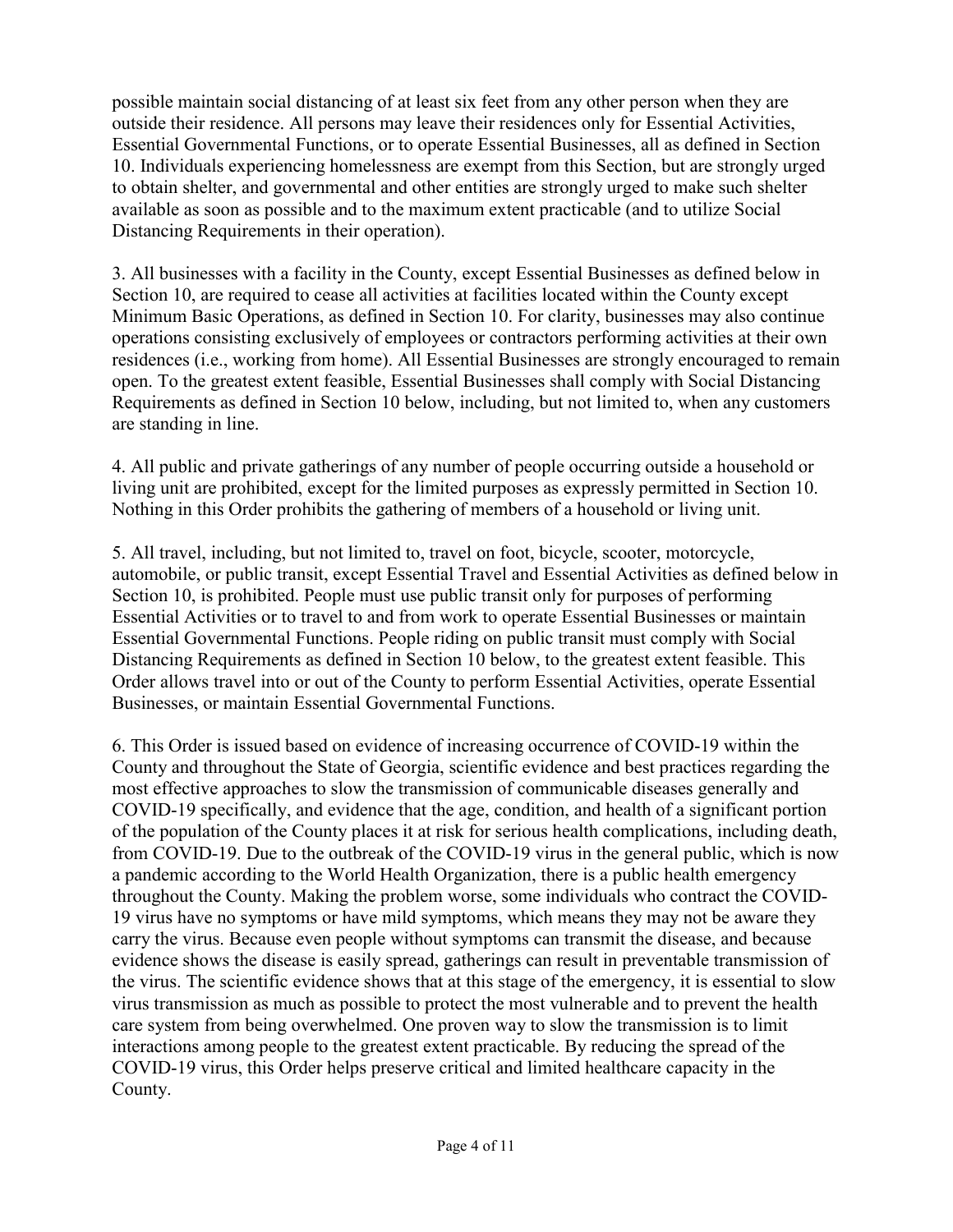possible maintain social distancing of at least six feet from any other person when they are outside their residence. All persons may leave their residences only for Essential Activities, Essential Governmental Functions, or to operate Essential Businesses, all as defined in Section 10. Individuals experiencing homelessness are exempt from this Section, but are strongly urged to obtain shelter, and governmental and other entities are strongly urged to make such shelter available as soon as possible and to the maximum extent practicable (and to utilize Social Distancing Requirements in their operation).

3. All businesses with a facility in the County, except Essential Businesses as defined below in Section 10, are required to cease all activities at facilities located within the County except Minimum Basic Operations, as defined in Section 10. For clarity, businesses may also continue operations consisting exclusively of employees or contractors performing activities at their own residences (i.e., working from home). All Essential Businesses are strongly encouraged to remain open. To the greatest extent feasible, Essential Businesses shall comply with Social Distancing Requirements as defined in Section 10 below, including, but not limited to, when any customers are standing in line.

4. All public and private gatherings of any number of people occurring outside a household or living unit are prohibited, except for the limited purposes as expressly permitted in Section 10. Nothing in this Order prohibits the gathering of members of a household or living unit.

5. All travel, including, but not limited to, travel on foot, bicycle, scooter, motorcycle, automobile, or public transit, except Essential Travel and Essential Activities as defined below in Section 10, is prohibited. People must use public transit only for purposes of performing Essential Activities or to travel to and from work to operate Essential Businesses or maintain Essential Governmental Functions. People riding on public transit must comply with Social Distancing Requirements as defined in Section 10 below, to the greatest extent feasible. This Order allows travel into or out of the County to perform Essential Activities, operate Essential Businesses, or maintain Essential Governmental Functions.

6. This Order is issued based on evidence of increasing occurrence of COVID-19 within the County and throughout the State of Georgia, scientific evidence and best practices regarding the most effective approaches to slow the transmission of communicable diseases generally and COVID-19 specifically, and evidence that the age, condition, and health of a significant portion of the population of the County places it at risk for serious health complications, including death, from COVID-19. Due to the outbreak of the COVID-19 virus in the general public, which is now a pandemic according to the World Health Organization, there is a public health emergency throughout the County. Making the problem worse, some individuals who contract the COVID-19 virus have no symptoms or have mild symptoms, which means they may not be aware they carry the virus. Because even people without symptoms can transmit the disease, and because evidence shows the disease is easily spread, gatherings can result in preventable transmission of the virus. The scientific evidence shows that at this stage of the emergency, it is essential to slow virus transmission as much as possible to protect the most vulnerable and to prevent the health care system from being overwhelmed. One proven way to slow the transmission is to limit interactions among people to the greatest extent practicable. By reducing the spread of the COVID-19 virus, this Order helps preserve critical and limited healthcare capacity in the County.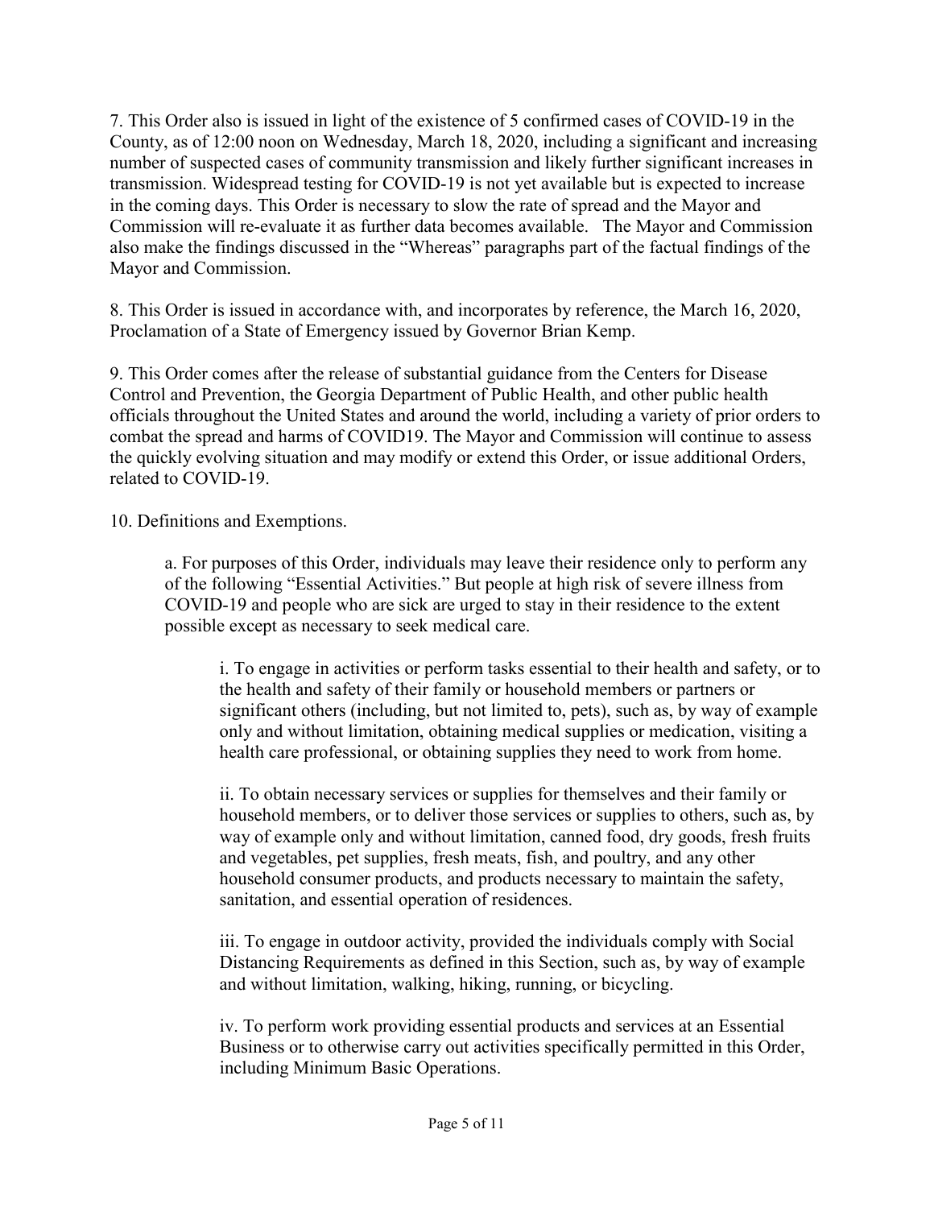7. This Order also is issued in light of the existence of 5 confirmed cases of COVID-19 in the County, as of 12:00 noon on Wednesday, March 18, 2020, including a significant and increasing number of suspected cases of community transmission and likely further significant increases in transmission. Widespread testing for COVID-19 is not yet available but is expected to increase in the coming days. This Order is necessary to slow the rate of spread and the Mayor and Commission will re-evaluate it as further data becomes available. The Mayor and Commission also make the findings discussed in the "Whereas" paragraphs part of the factual findings of the Mayor and Commission.

8. This Order is issued in accordance with, and incorporates by reference, the March 16, 2020, Proclamation of a State of Emergency issued by Governor Brian Kemp.

9. This Order comes after the release of substantial guidance from the Centers for Disease Control and Prevention, the Georgia Department of Public Health, and other public health officials throughout the United States and around the world, including a variety of prior orders to combat the spread and harms of COVID19. The Mayor and Commission will continue to assess the quickly evolving situation and may modify or extend this Order, or issue additional Orders, related to COVID-19.

10. Definitions and Exemptions.

> a. For purposes of this Order, individuals may leave their residence only to perform any of the following "Essential Activities." But people at high risk of severe illness from COVID-19 and people who are sick are urged to stay in their residence to the extent possible except as necessary to seek medical care.
>
> > i. To engage in activities or perform tasks essential to their health and safety, or to the health and safety of their family or household members or partners or significant others (including, but not limited to, pets), such as, by way of example only and without limitation, obtaining medical supplies or medication, visiting a health care professional, or obtaining supplies they need to work from home.
> >
> > ii. To obtain necessary services or supplies for themselves and their family or household members, or to deliver those services or supplies to others, such as, by way of example only and without limitation, canned food, dry goods, fresh fruits and vegetables, pet supplies, fresh meats, fish, and poultry, and any other household consumer products, and products necessary to maintain the safety, sanitation, and essential operation of residences.
> >
> > iii. To engage in outdoor activity, provided the individuals comply with Social Distancing Requirements as defined in this Section, such as, by way of example and without limitation, walking, hiking, running, or bicycling.
> >
> > iv. To perform work providing essential products and services at an Essential Business or to otherwise carry out activities specifically permitted in this Order, including Minimum Basic Operations.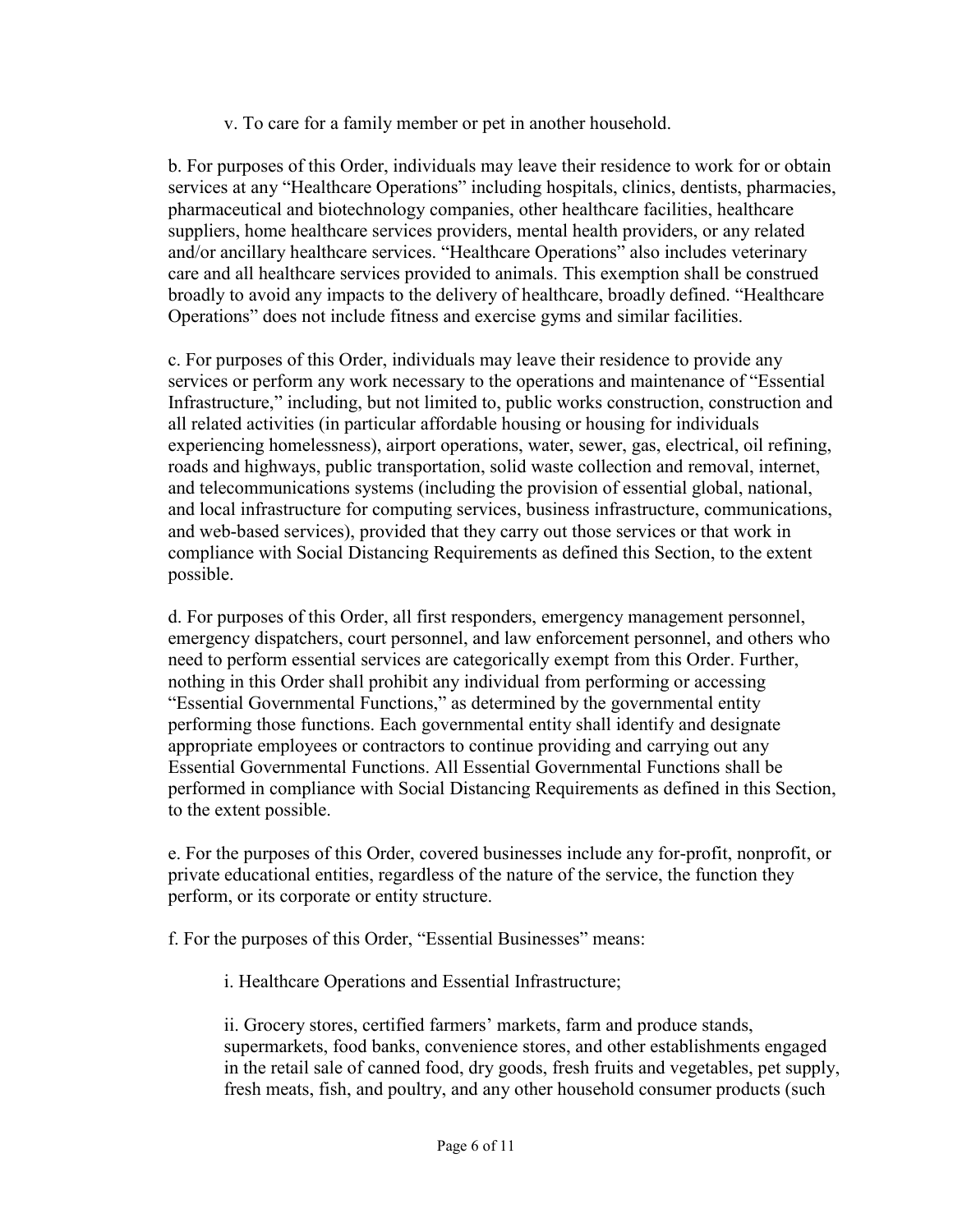v. To care for a family member or pet in another household.

b. For purposes of this Order, individuals may leave their residence to work for or obtain services at any "Healthcare Operations" including hospitals, clinics, dentists, pharmacies, pharmaceutical and biotechnology companies, other healthcare facilities, healthcare suppliers, home healthcare services providers, mental health providers, or any related and/or ancillary healthcare services. "Healthcare Operations" also includes veterinary care and all healthcare services provided to animals. This exemption shall be construed broadly to avoid any impacts to the delivery of healthcare, broadly defined. "Healthcare Operations" does not include fitness and exercise gyms and similar facilities.

c. For purposes of this Order, individuals may leave their residence to provide any services or perform any work necessary to the operations and maintenance of "Essential Infrastructure," including, but not limited to, public works construction, construction and all related activities (in particular affordable housing or housing for individuals experiencing homelessness), airport operations, water, sewer, gas, electrical, oil refining, roads and highways, public transportation, solid waste collection and removal, internet, and telecommunications systems (including the provision of essential global, national, and local infrastructure for computing services, business infrastructure, communications, and web-based services), provided that they carry out those services or that work in compliance with Social Distancing Requirements as defined this Section, to the extent possible.

d. For purposes of this Order, all first responders, emergency management personnel, emergency dispatchers, court personnel, and law enforcement personnel, and others who need to perform essential services are categorically exempt from this Order. Further, nothing in this Order shall prohibit any individual from performing or accessing "Essential Governmental Functions," as determined by the governmental entity performing those functions. Each governmental entity shall identify and designate appropriate employees or contractors to continue providing and carrying out any Essential Governmental Functions. All Essential Governmental Functions shall be performed in compliance with Social Distancing Requirements as defined in this Section, to the extent possible.

e. For the purposes of this Order, covered businesses include any for-profit, nonprofit, or private educational entities, regardless of the nature of the service, the function they perform, or its corporate or entity structure.

f. For the purposes of this Order, "Essential Businesses" means:

i. Healthcare Operations and Essential Infrastructure;

ii. Grocery stores, certified farmers' markets, farm and produce stands, supermarkets, food banks, convenience stores, and other establishments engaged in the retail sale of canned food, dry goods, fresh fruits and vegetables, pet supply, fresh meats, fish, and poultry, and any other household consumer products (such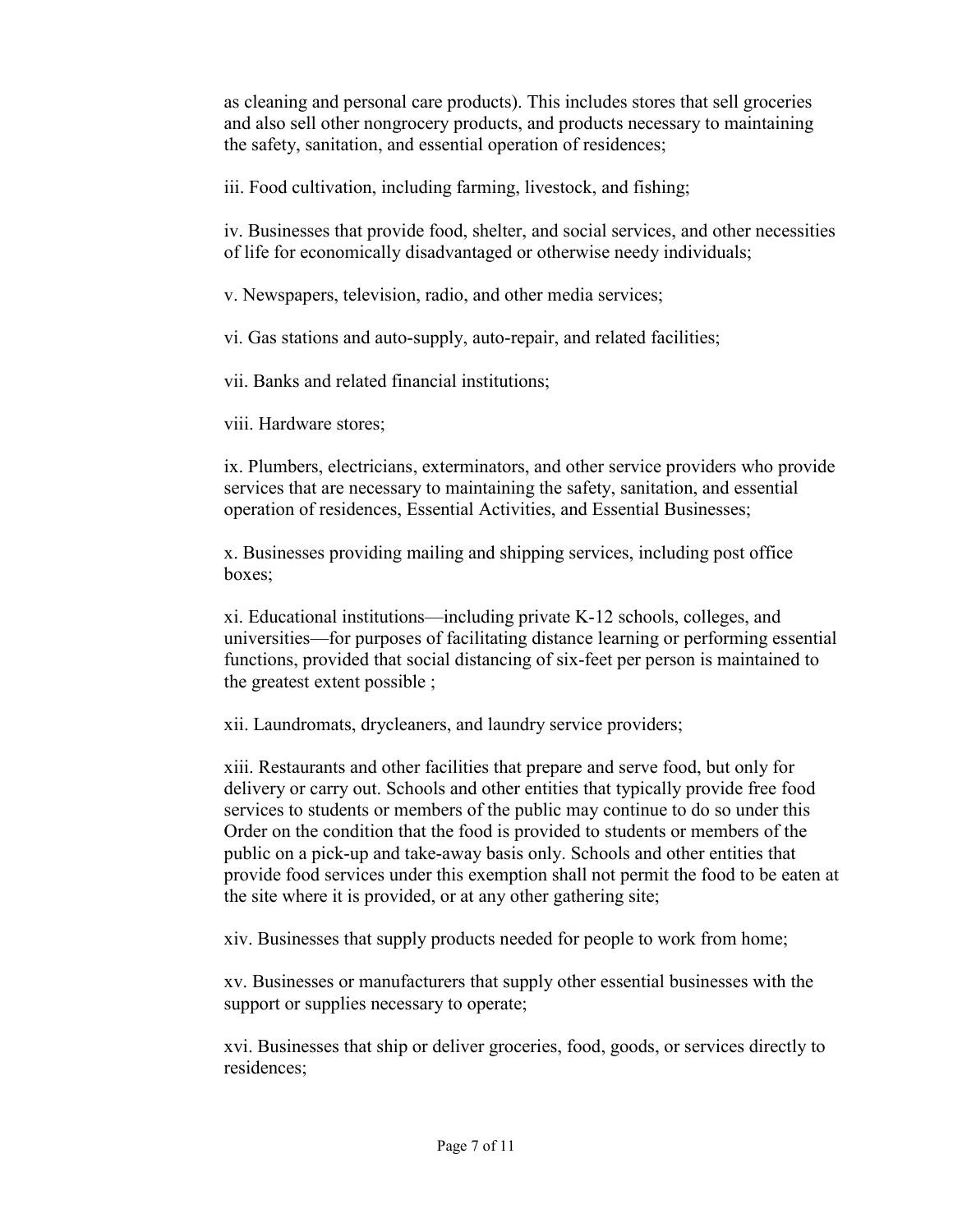as cleaning and personal care products). This includes stores that sell groceries and also sell other nongrocery products, and products necessary to maintaining the safety, sanitation, and essential operation of residences;

iii. Food cultivation, including farming, livestock, and fishing;

iv. Businesses that provide food, shelter, and social services, and other necessities of life for economically disadvantaged or otherwise needy individuals;

v. Newspapers, television, radio, and other media services;

vi. Gas stations and auto-supply, auto-repair, and related facilities;

vii. Banks and related financial institutions;

viii. Hardware stores;

ix. Plumbers, electricians, exterminators, and other service providers who provide services that are necessary to maintaining the safety, sanitation, and essential operation of residences, Essential Activities, and Essential Businesses;

x. Businesses providing mailing and shipping services, including post office boxes;

xi. Educational institutions—including private K-12 schools, colleges, and universities—for purposes of facilitating distance learning or performing essential functions, provided that social distancing of six-feet per person is maintained to the greatest extent possible ;

xii. Laundromats, drycleaners, and laundry service providers;

xiii. Restaurants and other facilities that prepare and serve food, but only for delivery or carry out. Schools and other entities that typically provide free food services to students or members of the public may continue to do so under this Order on the condition that the food is provided to students or members of the public on a pick-up and take-away basis only. Schools and other entities that provide food services under this exemption shall not permit the food to be eaten at the site where it is provided, or at any other gathering site;

xiv. Businesses that supply products needed for people to work from home;

xv. Businesses or manufacturers that supply other essential businesses with the support or supplies necessary to operate;

xvi. Businesses that ship or deliver groceries, food, goods, or services directly to residences;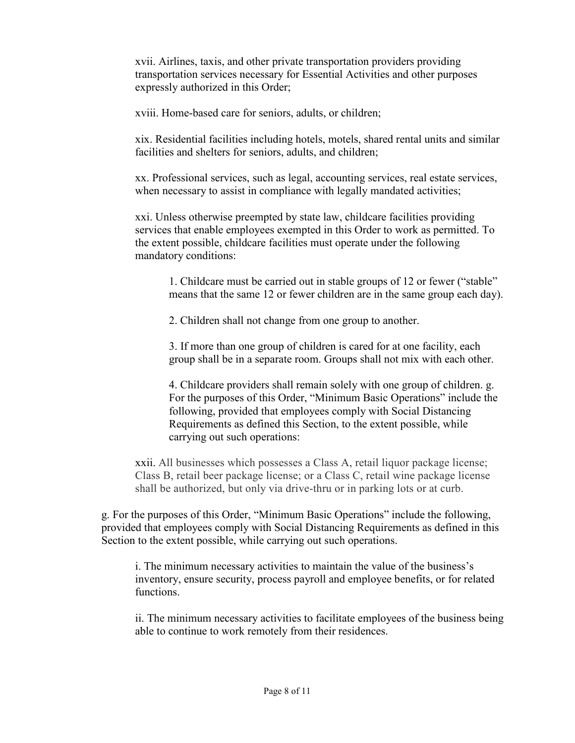xvii. Airlines, taxis, and other private transportation providers providing transportation services necessary for Essential Activities and other purposes expressly authorized in this Order;

xviii. Home-based care for seniors, adults, or children;

xix. Residential facilities including hotels, motels, shared rental units and similar facilities and shelters for seniors, adults, and children;

xx. Professional services, such as legal, accounting services, real estate services, when necessary to assist in compliance with legally mandated activities;

xxi. Unless otherwise preempted by state law, childcare facilities providing services that enable employees exempted in this Order to work as permitted. To the extent possible, childcare facilities must operate under the following mandatory conditions:

1. Childcare must be carried out in stable groups of 12 or fewer ("stable" means that the same 12 or fewer children are in the same group each day).

2. Children shall not change from one group to another.

3. If more than one group of children is cared for at one facility, each group shall be in a separate room. Groups shall not mix with each other.

4. Childcare providers shall remain solely with one group of children. g. For the purposes of this Order, "Minimum Basic Operations" include the following, provided that employees comply with Social Distancing Requirements as defined this Section, to the extent possible, while carrying out such operations:

xxii. All businesses which possesses a Class A, retail liquor package license; Class B, retail beer package license; or a Class C, retail wine package license shall be authorized, but only via drive-thru or in parking lots or at curb.

g. For the purposes of this Order, "Minimum Basic Operations" include the following, provided that employees comply with Social Distancing Requirements as defined in this Section to the extent possible, while carrying out such operations.

i. The minimum necessary activities to maintain the value of the business's inventory, ensure security, process payroll and employee benefits, or for related functions.

ii. The minimum necessary activities to facilitate employees of the business being able to continue to work remotely from their residences.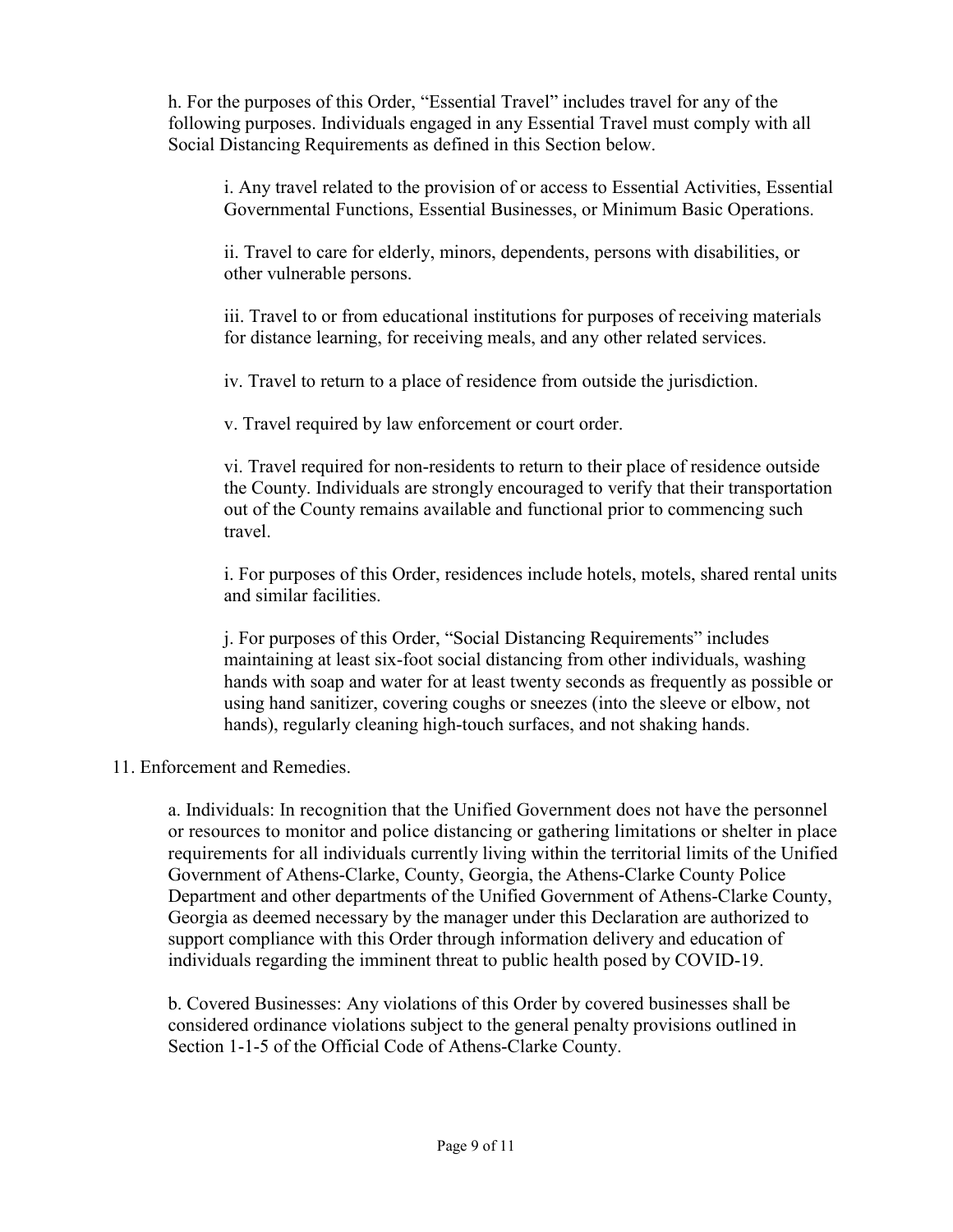h. For the purposes of this Order, "Essential Travel" includes travel for any of the following purposes. Individuals engaged in any Essential Travel must comply with all Social Distancing Requirements as defined in this Section below.

i. Any travel related to the provision of or access to Essential Activities, Essential Governmental Functions, Essential Businesses, or Minimum Basic Operations.

ii. Travel to care for elderly, minors, dependents, persons with disabilities, or other vulnerable persons.

iii. Travel to or from educational institutions for purposes of receiving materials for distance learning, for receiving meals, and any other related services.

iv. Travel to return to a place of residence from outside the jurisdiction.

v. Travel required by law enforcement or court order.

vi. Travel required for non-residents to return to their place of residence outside the County. Individuals are strongly encouraged to verify that their transportation out of the County remains available and functional prior to commencing such travel.

i. For purposes of this Order, residences include hotels, motels, shared rental units and similar facilities.

j. For purposes of this Order, "Social Distancing Requirements" includes maintaining at least six-foot social distancing from other individuals, washing hands with soap and water for at least twenty seconds as frequently as possible or using hand sanitizer, covering coughs or sneezes (into the sleeve or elbow, not hands), regularly cleaning high-touch surfaces, and not shaking hands.

11. Enforcement and Remedies.

a. Individuals: In recognition that the Unified Government does not have the personnel or resources to monitor and police distancing or gathering limitations or shelter in place requirements for all individuals currently living within the territorial limits of the Unified Government of Athens-Clarke, County, Georgia, the Athens-Clarke County Police Department and other departments of the Unified Government of Athens-Clarke County, Georgia as deemed necessary by the manager under this Declaration are authorized to support compliance with this Order through information delivery and education of individuals regarding the imminent threat to public health posed by COVID-19.

b. Covered Businesses: Any violations of this Order by covered businesses shall be considered ordinance violations subject to the general penalty provisions outlined in Section 1-1-5 of the Official Code of Athens-Clarke County.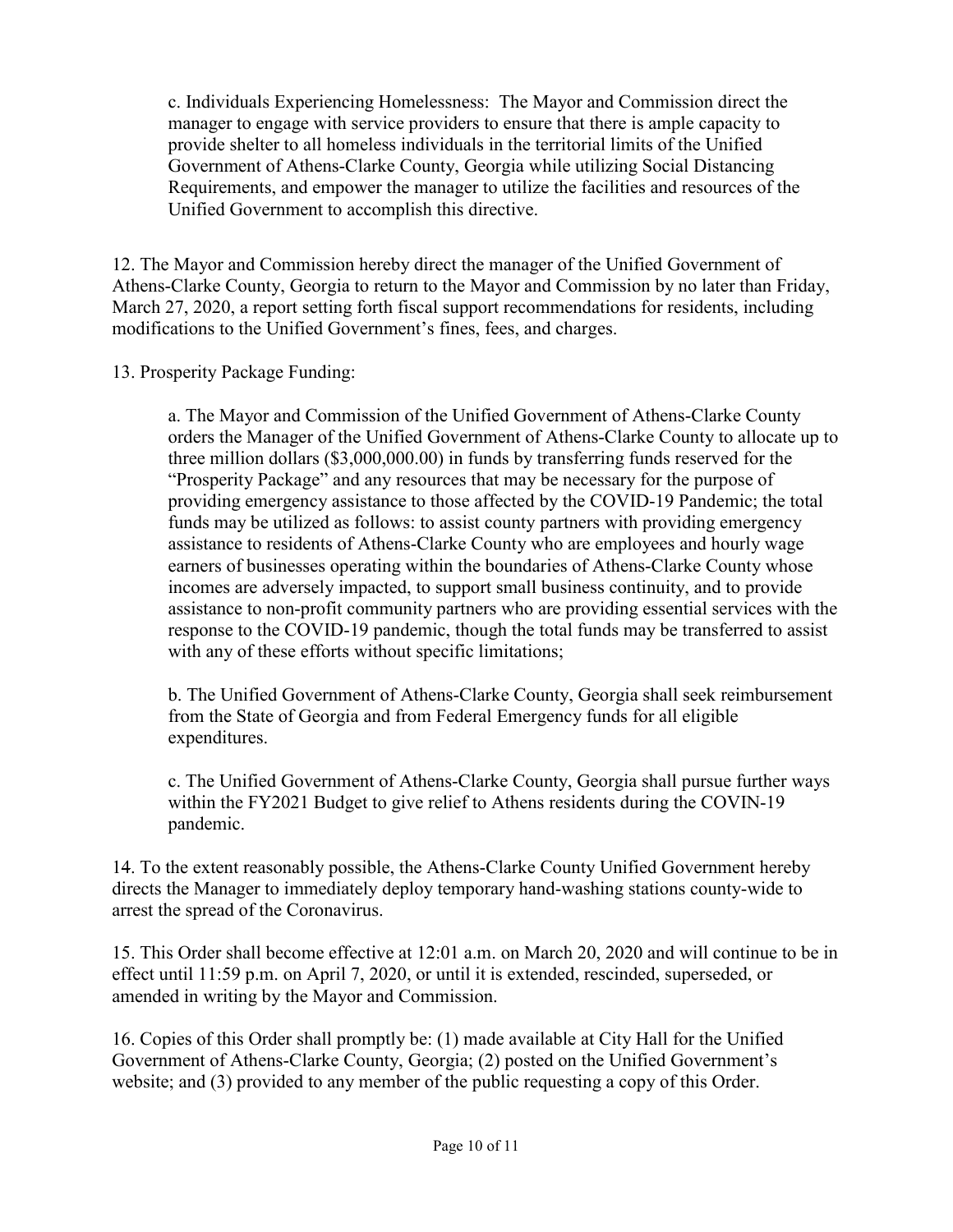c. Individuals Experiencing Homelessness: The Mayor and Commission direct the manager to engage with service providers to ensure that there is ample capacity to provide shelter to all homeless individuals in the territorial limits of the Unified Government of Athens-Clarke County, Georgia while utilizing Social Distancing Requirements, and empower the manager to utilize the facilities and resources of the Unified Government to accomplish this directive.

12. The Mayor and Commission hereby direct the manager of the Unified Government of Athens-Clarke County, Georgia to return to the Mayor and Commission by no later than Friday, March 27, 2020, a report setting forth fiscal support recommendations for residents, including modifications to the Unified Government's fines, fees, and charges.

13. Prosperity Package Funding:

a. The Mayor and Commission of the Unified Government of Athens-Clarke County orders the Manager of the Unified Government of Athens-Clarke County to allocate up to three million dollars ($3,000,000.00) in funds by transferring funds reserved for the "Prosperity Package" and any resources that may be necessary for the purpose of providing emergency assistance to those affected by the COVID-19 Pandemic; the total funds may be utilized as follows: to assist county partners with providing emergency assistance to residents of Athens-Clarke County who are employees and hourly wage earners of businesses operating within the boundaries of Athens-Clarke County whose incomes are adversely impacted, to support small business continuity, and to provide assistance to non-profit community partners who are providing essential services with the response to the COVID-19 pandemic, though the total funds may be transferred to assist with any of these efforts without specific limitations;

b. The Unified Government of Athens-Clarke County, Georgia shall seek reimbursement from the State of Georgia and from Federal Emergency funds for all eligible expenditures.

c. The Unified Government of Athens-Clarke County, Georgia shall pursue further ways within the FY2021 Budget to give relief to Athens residents during the COVIN-19 pandemic.

14. To the extent reasonably possible, the Athens-Clarke County Unified Government hereby directs the Manager to immediately deploy temporary hand-washing stations county-wide to arrest the spread of the Coronavirus.

15. This Order shall become effective at 12:01 a.m. on March 20, 2020 and will continue to be in effect until 11:59 p.m. on April 7, 2020, or until it is extended, rescinded, superseded, or amended in writing by the Mayor and Commission.

16. Copies of this Order shall promptly be: (1) made available at City Hall for the Unified Government of Athens-Clarke County, Georgia; (2) posted on the Unified Government's website; and (3) provided to any member of the public requesting a copy of this Order.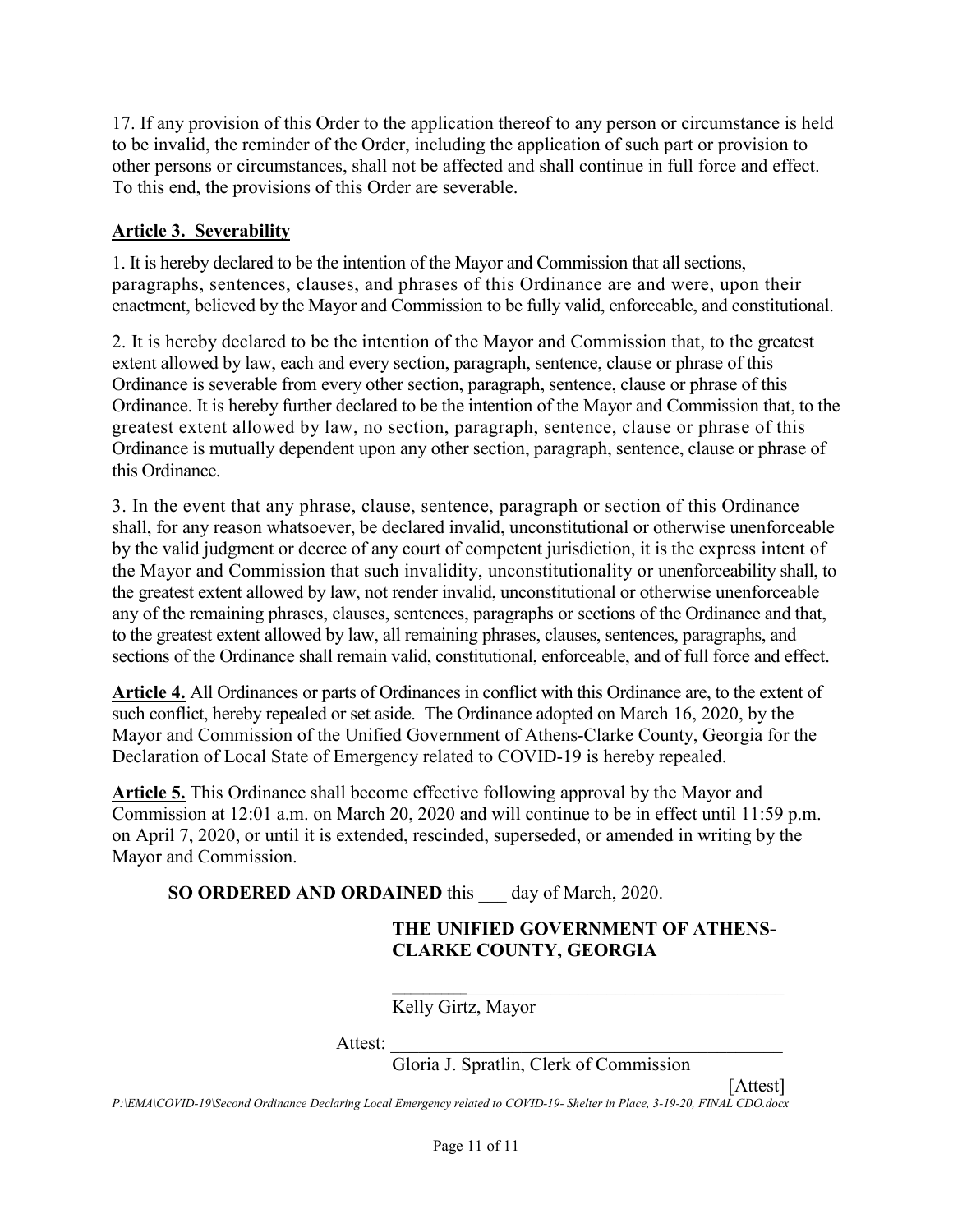17. If any provision of this Order to the application thereof to any person or circumstance is held to be invalid, the reminder of the Order, including the application of such part or provision to other persons or circumstances, shall not be affected and shall continue in full force and effect. To this end, the provisions of this Order are severable.

## Article 3. Severability

1. It is hereby declared to be the intention of the Mayor and Commission that all sections, paragraphs, sentences, clauses, and phrases of this Ordinance are and were, upon their enactment, believed by the Mayor and Commission to be fully valid, enforceable, and constitutional.

2. It is hereby declared to be the intention of the Mayor and Commission that, to the greatest extent allowed by law, each and every section, paragraph, sentence, clause or phrase of this Ordinance is severable from every other section, paragraph, sentence, clause or phrase of this Ordinance. It is hereby further declared to be the intention of the Mayor and Commission that, to the greatest extent allowed by law, no section, paragraph, sentence, clause or phrase of this Ordinance is mutually dependent upon any other section, paragraph, sentence, clause or phrase of this Ordinance.

3. In the event that any phrase, clause, sentence, paragraph or section of this Ordinance shall, for any reason whatsoever, be declared invalid, unconstitutional or otherwise unenforceable by the valid judgment or decree of any court of competent jurisdiction, it is the express intent of the Mayor and Commission that such invalidity, unconstitutionality or unenforceability shall, to the greatest extent allowed by law, not render invalid, unconstitutional or otherwise unenforceable any of the remaining phrases, clauses, sentences, paragraphs or sections of the Ordinance and that, to the greatest extent allowed by law, all remaining phrases, clauses, sentences, paragraphs, and sections of the Ordinance shall remain valid, constitutional, enforceable, and of full force and effect.

**Article 4.** All Ordinances or parts of Ordinances in conflict with this Ordinance are, to the extent of such conflict, hereby repealed or set aside. The Ordinance adopted on March 16, 2020, by the Mayor and Commission of the Unified Government of Athens-Clarke County, Georgia for the Declaration of Local State of Emergency related to COVID-19 is hereby repealed.

**Article 5.** This Ordinance shall become effective following approval by the Mayor and Commission at 12:01 a.m. on March 20, 2020 and will continue to be in effect until 11:59 p.m. on April 7, 2020, or until it is extended, rescinded, superseded, or amended in writing by the Mayor and Commission.

**SO ORDERED AND ORDAINED** this ___ day of March, 2020.

**THE UNIFIED GOVERNMENT OF ATHENS-CLARKE COUNTY, GEORGIA**

_____________________________________
Kelly Girtz, Mayor

Attest: _____________________________________
Gloria J. Spratlin, Clerk of Commission

[Attest]

*P:\EMA\COVID-19\Second Ordinance Declaring Local Emergency related to COVID-19- Shelter in Place, 3-19-20, FINAL CDO.docx*